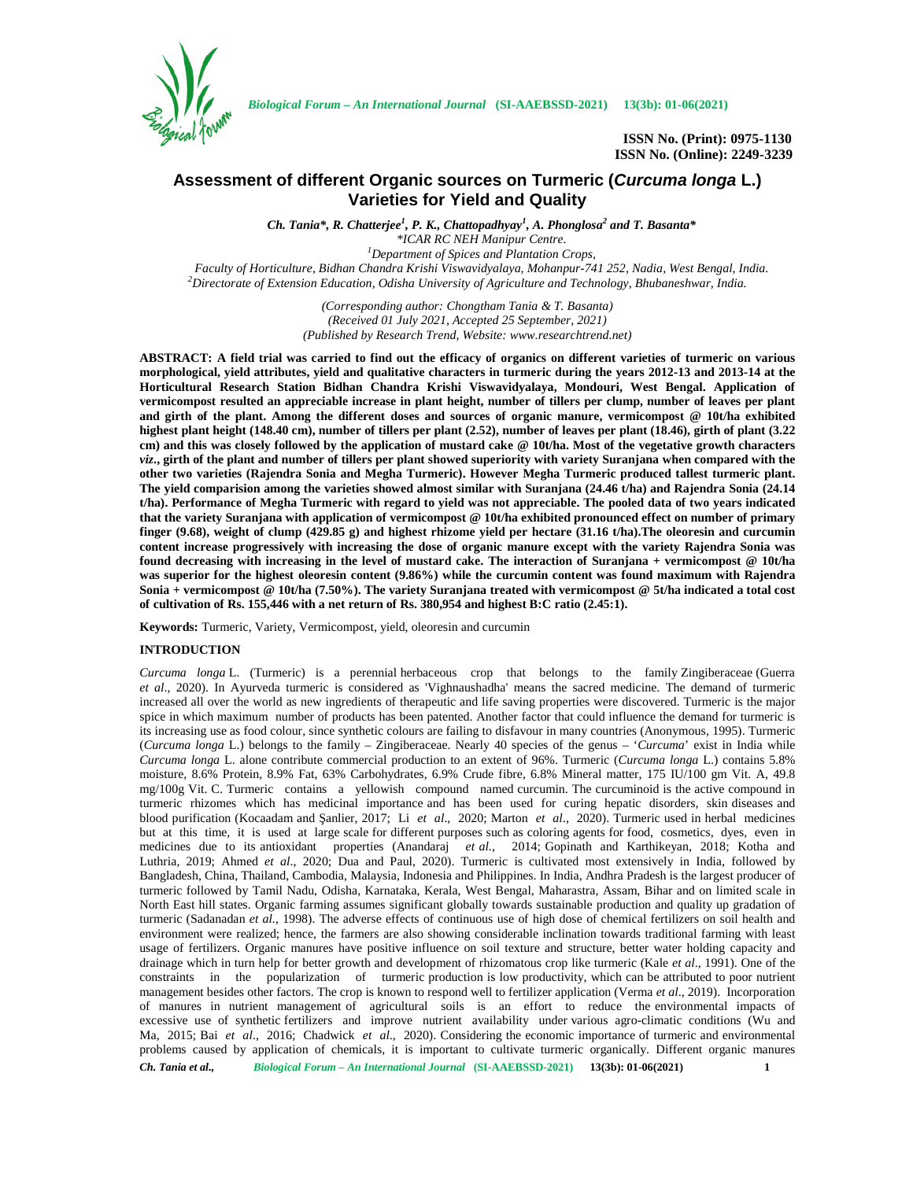ISSN No. (Print): 0975-1130
ISSN No. (Online): 2249-3239

# Assessment of different Organic sources on Turmeric (*Curcuma longa* L.) Varieties for Yield and Quality

***Ch. Tania\*, R. Chatterjee[1], P. K., Chattopadhyay[1], A. Phonglosa[2] and T. Basanta\****

*\*ICAR RC NEH Manipur Centre.*
[1]*Department of Spices and Plantation Crops,*
*Faculty of Horticulture, Bidhan Chandra Krishi Viswavidyalaya, Mohanpur-741 252, Nadia, West Bengal, India.*
[2]*Directorate of Extension Education, Odisha University of Agriculture and Technology, Bhubaneshwar, India.*

*(Corresponding author: Chongtham Tania & T. Basanta)*
*(Received 01 July 2021, Accepted 25 September, 2021)*
*(Published by Research Trend, Website: www.researchtrend.net)*

**ABSTRACT: A field trial was carried to find out the efficacy of organics on different varieties of turmeric on various morphological, yield attributes, yield and qualitative characters in turmeric during the years 2012-13 and 2013-14 at the Horticultural Research Station Bidhan Chandra Krishi Viswavidyalaya, Mondouri, West Bengal. Application of vermicompost resulted an appreciable increase in plant height, number of tillers per clump, number of leaves per plant and girth of the plant. Among the different doses and sources of organic manure, vermicompost @ 10t/ha exhibited highest plant height (148.40 cm), number of tillers per plant (2.52), number of leaves per plant (18.46), girth of plant (3.22 cm) and this was closely followed by the application of mustard cake @ 10t/ha. Most of the vegetative growth characters *viz*., girth of the plant and number of tillers per plant showed superiority with variety Suranjana when compared with the other two varieties (Rajendra Sonia and Megha Turmeric). However Megha Turmeric produced tallest turmeric plant. The yield comparision among the varieties showed almost similar with Suranjana (24.46 t/ha) and Rajendra Sonia (24.14 t/ha). Performance of Megha Turmeric with regard to yield was not appreciable. The pooled data of two years indicated that the variety Suranjana with application of vermicompost @ 10t/ha exhibited pronounced effect on number of primary finger (9.68), weight of clump (429.85 g) and highest rhizome yield per hectare (31.16 t/ha).The oleoresin and curcumin content increase progressively with increasing the dose of organic manure except with the variety Rajendra Sonia was found decreasing with increasing in the level of mustard cake. The interaction of Suranjana + vermicompost @ 10t/ha was superior for the highest oleoresin content (9.86%) while the curcumin content was found maximum with Rajendra Sonia + vermicompost @ 10t/ha (7.50%). The variety Suranjana treated with vermicompost @ 5t/ha indicated a total cost of cultivation of Rs. 155,446 with a net return of Rs. 380,954 and highest B:C ratio (2.45:1).**

**Keywords:** Turmeric, Variety, Vermicompost, yield, oleoresin and curcumin

## INTRODUCTION

*Curcuma longa* L. (Turmeric) is a perennial herbaceous crop that belongs to the family Zingiberaceae (Guerra *et al*., 2020). In Ayurveda turmeric is considered as 'Vighnaushadha' means the sacred medicine. The demand of turmeric increased all over the world as new ingredients of therapeutic and life saving properties were discovered. Turmeric is the major spice in which maximum number of products has been patented. Another factor that could influence the demand for turmeric is its increasing use as food colour, since synthetic colours are failing to disfavour in many countries (Anonymous, 1995). Turmeric (*Curcuma longa* L.) belongs to the family – Zingiberaceae. Nearly 40 species of the genus – '*Curcuma*' exist in India while *Curcuma longa* L. alone contribute commercial production to an extent of 96%. Turmeric (*Curcuma longa* L.) contains 5.8% moisture, 8.6% Protein, 8.9% Fat, 63% Carbohydrates, 6.9% Crude fibre, 6.8% Mineral matter, 175 IU/100 gm Vit. A, 49.8 mg/100g Vit. C. Turmeric contains a yellowish compound named curcumin. The curcuminoid is the active compound in turmeric rhizomes which has medicinal importance and has been used for curing hepatic disorders, skin diseases and blood purification (Kocaadam and Şanlier, 2017; Li *et al*., 2020; Marton *et al*., 2020). Turmeric used in herbal medicines but at this time, it is used at large scale for different purposes such as coloring agents for food, cosmetics, dyes, even in medicines due to its antioxidant properties (Anandaraj *et al.,* 2014; Gopinath and Karthikeyan, 2018; Kotha and Luthria, 2019; Ahmed *et al*., 2020; Dua and Paul, 2020). Turmeric is cultivated most extensively in India, followed by Bangladesh, China, Thailand, Cambodia, Malaysia, Indonesia and Philippines. In India, Andhra Pradesh is the largest producer of turmeric followed by Tamil Nadu, Odisha, Karnataka, Kerala, West Bengal, Maharastra, Assam, Bihar and on limited scale in North East hill states. Organic farming assumes significant globally towards sustainable production and quality up gradation of turmeric (Sadanadan *et al.*, 1998). The adverse effects of continuous use of high dose of chemical fertilizers on soil health and environment were realized; hence, the farmers are also showing considerable inclination towards traditional farming with least usage of fertilizers. Organic manures have positive influence on soil texture and structure, better water holding capacity and drainage which in turn help for better growth and development of rhizomatous crop like turmeric (Kale *et al*., 1991). One of the constraints in the popularization of turmeric production is low productivity, which can be attributed to poor nutrient management besides other factors. The crop is known to respond well to fertilizer application (Verma *et al*., 2019). Incorporation of manures in nutrient management of agricultural soils is an effort to reduce the environmental impacts of excessive use of synthetic fertilizers and improve nutrient availability under various agro-climatic conditions (Wu and Ma, 2015; Bai *et al*., 2016; Chadwick *et al*., 2020). Considering the economic importance of turmeric and environmental problems caused by application of chemicals, it is important to cultivate turmeric organically. Different organic manures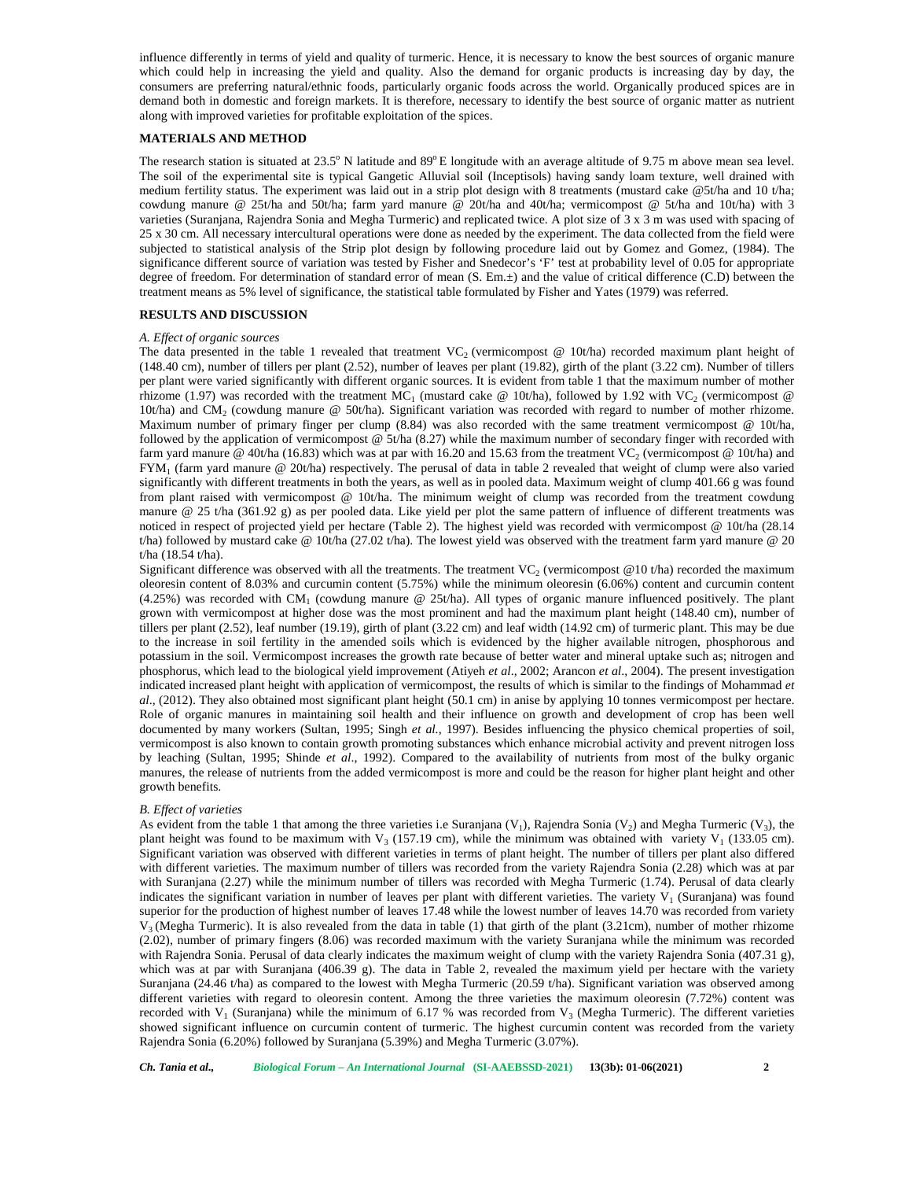influence differently in terms of yield and quality of turmeric. Hence, it is necessary to know the best sources of organic manure which could help in increasing the yield and quality. Also the demand for organic products is increasing day by day, the consumers are preferring natural/ethnic foods, particularly organic foods across the world. Organically produced spices are in demand both in domestic and foreign markets. It is therefore, necessary to identify the best source of organic matter as nutrient along with improved varieties for profitable exploitation of the spices.

## MATERIALS AND METHOD

The research station is situated at 23.5° N latitude and 89° E longitude with an average altitude of 9.75 m above mean sea level. The soil of the experimental site is typical Gangetic Alluvial soil (Inceptisols) having sandy loam texture, well drained with medium fertility status. The experiment was laid out in a strip plot design with 8 treatments (mustard cake @5t/ha and 10 t/ha; cowdung manure @ 25t/ha and 50t/ha; farm yard manure @ 20t/ha and 40t/ha; vermicompost @ 5t/ha and 10t/ha) with 3 varieties (Suranjana, Rajendra Sonia and Megha Turmeric) and replicated twice. A plot size of 3 x 3 m was used with spacing of 25 x 30 cm. All necessary intercultural operations were done as needed by the experiment. The data collected from the field were subjected to statistical analysis of the Strip plot design by following procedure laid out by Gomez and Gomez, (1984). The significance different source of variation was tested by Fisher and Snedecor's 'F' test at probability level of 0.05 for appropriate degree of freedom. For determination of standard error of mean (S. Em.±) and the value of critical difference (C.D) between the treatment means as 5% level of significance, the statistical table formulated by Fisher and Yates (1979) was referred.

## RESULTS AND DISCUSSION

### *A. Effect of organic sources*

The data presented in the table 1 revealed that treatment $VC_2$ (vermicompost @ 10t/ha) recorded maximum plant height of (148.40 cm), number of tillers per plant (2.52), number of leaves per plant (19.82), girth of the plant (3.22 cm). Number of tillers per plant were varied significantly with different organic sources. It is evident from table 1 that the maximum number of mother rhizome (1.97) was recorded with the treatment $MC_1$ (mustard cake @ 10t/ha), followed by 1.92 with $VC_2$ (vermicompost @ 10t/ha) and $CM_2$ (cowdung manure @ 50t/ha). Significant variation was recorded with regard to number of mother rhizome. Maximum number of primary finger per clump (8.84) was also recorded with the same treatment vermicompost @ 10t/ha, followed by the application of vermicompost @ 5t/ha (8.27) while the maximum number of secondary finger with recorded with farm yard manure @ 40t/ha (16.83) which was at par with 16.20 and 15.63 from the treatment $VC_2$ (vermicompost @ 10t/ha) and $FYM_1$ (farm yard manure @ 20t/ha) respectively. The perusal of data in table 2 revealed that weight of clump were also varied significantly with different treatments in both the years, as well as in pooled data. Maximum weight of clump 401.66 g was found from plant raised with vermicompost @ 10t/ha. The minimum weight of clump was recorded from the treatment cowdung manure @ 25 t/ha (361.92 g) as per pooled data. Like yield per plot the same pattern of influence of different treatments was noticed in respect of projected yield per hectare (Table 2). The highest yield was recorded with vermicompost @ 10t/ha (28.14 t/ha) followed by mustard cake @ 10t/ha (27.02 t/ha). The lowest yield was observed with the treatment farm yard manure @ 20 t/ha (18.54 t/ha).

Significant difference was observed with all the treatments. The treatment $VC_2$ (vermicompost @10 t/ha) recorded the maximum oleoresin content of 8.03% and curcumin content (5.75%) while the minimum oleoresin (6.06%) content and curcumin content (4.25%) was recorded with $CM_1$ (cowdung manure @ 25t/ha). All types of organic manure influenced positively. The plant grown with vermicompost at higher dose was the most prominent and had the maximum plant height (148.40 cm), number of tillers per plant (2.52), leaf number (19.19), girth of plant (3.22 cm) and leaf width (14.92 cm) of turmeric plant. This may be due to the increase in soil fertility in the amended soils which is evidenced by the higher available nitrogen, phosphorous and potassium in the soil. Vermicompost increases the growth rate because of better water and mineral uptake such as; nitrogen and phosphorus, which lead to the biological yield improvement (Atiyeh *et al*., 2002; Arancon *et al*., 2004). The present investigation indicated increased plant height with application of vermicompost, the results of which is similar to the findings of Mohammad *et al*., (2012). They also obtained most significant plant height (50.1 cm) in anise by applying 10 tonnes vermicompost per hectare. Role of organic manures in maintaining soil health and their influence on growth and development of crop has been well documented by many workers (Sultan, 1995; Singh *et al.*, 1997). Besides influencing the physico chemical properties of soil, vermicompost is also known to contain growth promoting substances which enhance microbial activity and prevent nitrogen loss by leaching (Sultan, 1995; Shinde *et al*., 1992). Compared to the availability of nutrients from most of the bulky organic manures, the release of nutrients from the added vermicompost is more and could be the reason for higher plant height and other growth benefits.

### *B. Effect of varieties*

As evident from the table 1 that among the three varieties i.e Suranjana ($V_1$), Rajendra Sonia ($V_2$) and Megha Turmeric ($V_3$), the plant height was found to be maximum with $V_3$ (157.19 cm), while the minimum was obtained with variety $V_1$ (133.05 cm). Significant variation was observed with different varieties in terms of plant height. The number of tillers per plant also differed with different varieties. The maximum number of tillers was recorded from the variety Rajendra Sonia (2.28) which was at par with Suranjana (2.27) while the minimum number of tillers was recorded with Megha Turmeric (1.74). Perusal of data clearly indicates the significant variation in number of leaves per plant with different varieties. The variety $V_1$ (Suranjana) was found superior for the production of highest number of leaves 17.48 while the lowest number of leaves 14.70 was recorded from variety $V_3$ (Megha Turmeric). It is also revealed from the data in table (1) that girth of the plant (3.21cm), number of mother rhizome (2.02), number of primary fingers (8.06) was recorded maximum with the variety Suranjana while the minimum was recorded with Rajendra Sonia. Perusal of data clearly indicates the maximum weight of clump with the variety Rajendra Sonia (407.31 g), which was at par with Suranjana (406.39 g). The data in Table 2, revealed the maximum yield per hectare with the variety Suranjana (24.46 t/ha) as compared to the lowest with Megha Turmeric (20.59 t/ha). Significant variation was observed among different varieties with regard to oleoresin content. Among the three varieties the maximum oleoresin (7.72%) content was recorded with $V_1$ (Suranjana) while the minimum of 6.17 % was recorded from $V_3$ (Megha Turmeric). The different varieties showed significant influence on curcumin content of turmeric. The highest curcumin content was recorded from the variety Rajendra Sonia (6.20%) followed by Suranjana (5.39%) and Megha Turmeric (3.07%).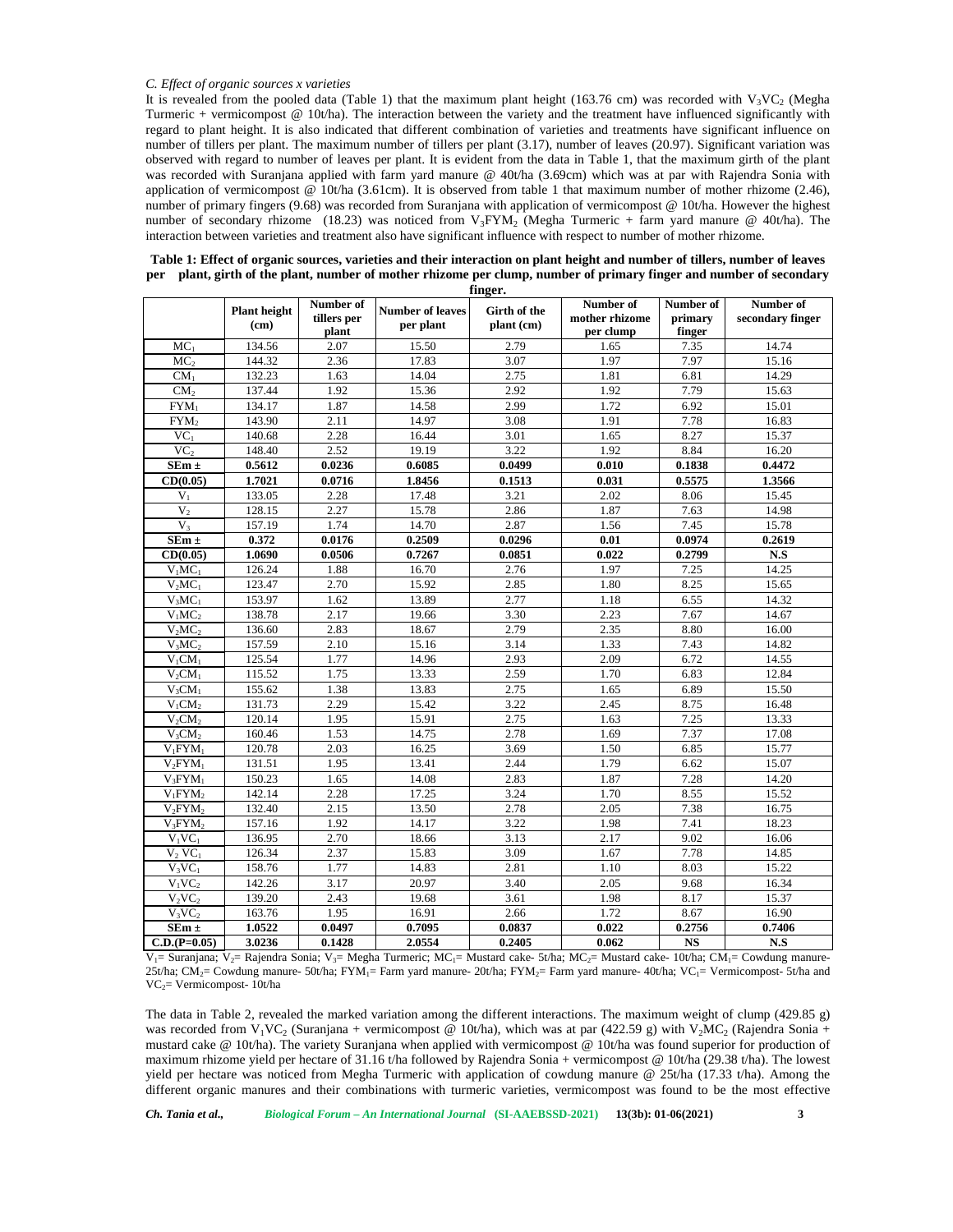### C. Effect of organic sources x varieties

It is revealed from the pooled data (Table 1) that the maximum plant height (163.76 cm) was recorded with $V_3VC_2$ (Megha Turmeric + vermicompost @ 10t/ha). The interaction between the variety and the treatment have influenced significantly with regard to plant height. It is also indicated that different combination of varieties and treatments have significant influence on number of tillers per plant. The maximum number of tillers per plant (3.17), number of leaves (20.97). Significant variation was observed with regard to number of leaves per plant. It is evident from the data in Table 1, that the maximum girth of the plant was recorded with Suranjana applied with farm yard manure @ 40t/ha (3.69cm) which was at par with Rajendra Sonia with application of vermicompost @ 10t/ha (3.61cm). It is observed from table 1 that maximum number of mother rhizome (2.46), number of primary fingers (9.68) was recorded from Suranjana with application of vermicompost @ 10t/ha. However the highest number of secondary rhizome (18.23) was noticed from $V_3FYM_2$ (Megha Turmeric + farm yard manure @ 40t/ha). The interaction between varieties and treatment also have significant influence with respect to number of mother rhizome.

**Table 1: Effect of organic sources, varieties and their interaction on plant height and number of tillers, number of leaves per plant, girth of the plant, number of mother rhizome per clump, number of primary finger and number of secondary finger.**

| | Plant height (cm) | Number of tillers per plant | Number of leaves per plant | Girth of the plant (cm) | Number of mother rhizome per clump | Number of primary finger | Number of secondary finger |
|---|---|---|---|---|---|---|---|
| $MC_1$ | 134.56 | 2.07 | 15.50 | 2.79 | 1.65 | 7.35 | 14.74 |
| $MC_2$ | 144.32 | 2.36 | 17.83 | 3.07 | 1.97 | 7.97 | 15.16 |
| $CM_1$ | 132.23 | 1.63 | 14.04 | 2.75 | 1.81 | 6.81 | 14.29 |
| $CM_2$ | 137.44 | 1.92 | 15.36 | 2.92 | 1.92 | 7.79 | 15.63 |
| $FYM_1$ | 134.17 | 1.87 | 14.58 | 2.99 | 1.72 | 6.92 | 15.01 |
| $FYM_2$ | 143.90 | 2.11 | 14.97 | 3.08 | 1.91 | 7.78 | 16.83 |
| $VC_1$ | 140.68 | 2.28 | 16.44 | 3.01 | 1.65 | 8.27 | 15.37 |
| $VC_2$ | 148.40 | 2.52 | 19.19 | 3.22 | 1.92 | 8.84 | 16.20 |
| **SEm ±** | **0.5612** | **0.0236** | **0.6085** | **0.0499** | **0.010** | **0.1838** | **0.4472** |
| **CD(0.05)** | **1.7021** | **0.0716** | **1.8456** | **0.1513** | **0.031** | **0.5575** | **1.3566** |
| $V_1$ | 133.05 | 2.28 | 17.48 | 3.21 | 2.02 | 8.06 | 15.45 |
| $V_2$ | 128.15 | 2.27 | 15.78 | 2.86 | 1.87 | 7.63 | 14.98 |
| $V_3$ | 157.19 | 1.74 | 14.70 | 2.87 | 1.56 | 7.45 | 15.78 |
| **SEm ±** | **0.372** | **0.0176** | **0.2509** | **0.0296** | **0.01** | **0.0974** | **0.2619** |
| **CD(0.05)** | **1.0690** | **0.0506** | **0.7267** | **0.0851** | **0.022** | **0.2799** | **N.S** |
| $V_1MC_1$ | 126.24 | 1.88 | 16.70 | 2.76 | 1.97 | 7.25 | 14.25 |
| $V_2MC_1$ | 123.47 | 2.70 | 15.92 | 2.85 | 1.80 | 8.25 | 15.65 |
| $V_3MC_1$ | 153.97 | 1.62 | 13.89 | 2.77 | 1.18 | 6.55 | 14.32 |
| $V_1MC_2$ | 138.78 | 2.17 | 19.66 | 3.30 | 2.23 | 7.67 | 14.67 |
| $V_2MC_2$ | 136.60 | 2.83 | 18.67 | 2.79 | 2.35 | 8.80 | 16.00 |
| $V_3MC_2$ | 157.59 | 2.10 | 15.16 | 3.14 | 1.33 | 7.43 | 14.82 |
| $V_1CM_1$ | 125.54 | 1.77 | 14.96 | 2.93 | 2.09 | 6.72 | 14.55 |
| $V_2CM_1$ | 115.52 | 1.75 | 13.33 | 2.59 | 1.70 | 6.83 | 12.84 |
| $V_3CM_1$ | 155.62 | 1.38 | 13.83 | 2.75 | 1.65 | 6.89 | 15.50 |
| $V_1CM_2$ | 131.73 | 2.29 | 15.42 | 3.22 | 2.45 | 8.75 | 16.48 |
| $V_2CM_2$ | 120.14 | 1.95 | 15.91 | 2.75 | 1.63 | 7.25 | 13.33 |
| $V_3CM_2$ | 160.46 | 1.53 | 14.75 | 2.78 | 1.69 | 7.37 | 17.08 |
| $V_1FYM_1$ | 120.78 | 2.03 | 16.25 | 3.69 | 1.50 | 6.85 | 15.77 |
| $V_2FYM_1$ | 131.51 | 1.95 | 13.41 | 2.44 | 1.79 | 6.62 | 15.07 |
| $V_3FYM_1$ | 150.23 | 1.65 | 14.08 | 2.83 | 1.87 | 7.28 | 14.20 |
| $V_1FYM_2$ | 142.14 | 2.28 | 17.25 | 3.24 | 1.70 | 8.55 | 15.52 |
| $V_2FYM_2$ | 132.40 | 2.15 | 13.50 | 2.78 | 2.05 | 7.38 | 16.75 |
| $V_3FYM_2$ | 157.16 | 1.92 | 14.17 | 3.22 | 1.98 | 7.41 | 18.23 |
| $V_1VC_1$ | 136.95 | 2.70 | 18.66 | 3.13 | 2.17 | 9.02 | 16.06 |
| $V_2VC_1$ | 126.34 | 2.37 | 15.83 | 3.09 | 1.67 | 7.78 | 14.85 |
| $V_3VC_1$ | 158.76 | 1.77 | 14.83 | 2.81 | 1.10 | 8.03 | 15.22 |
| $V_1VC_2$ | 142.26 | 3.17 | 20.97 | 3.40 | 2.05 | 9.68 | 16.34 |
| $V_2VC_2$ | 139.20 | 2.43 | 19.68 | 3.61 | 1.98 | 8.17 | 15.37 |
| $V_3VC_2$ | 163.76 | 1.95 | 16.91 | 2.66 | 1.72 | 8.67 | 16.90 |
| **SEm ±** | **1.0522** | **0.0497** | **0.7095** | **0.0837** | **0.022** | **0.2756** | **0.7406** |
| **C.D.(P=0.05)** | **3.0236** | **0.1428** | **2.0554** | **0.2405** | **0.062** | **NS** | **N.S** |

$V_1$= Suranjana; $V_2$= Rajendra Sonia; $V_3$= Megha Turmeric; $MC_1$= Mustard cake- 5t/ha; $MC_2$= Mustard cake- 10t/ha; $CM_1$= Cowdung manure-25t/ha; $CM_2$= Cowdung manure- 50t/ha; $FYM_1$= Farm yard manure- 20t/ha; $FYM_2$= Farm yard manure- 40t/ha; $VC_1$= Vermicompost- 5t/ha and $VC_2$= Vermicompost- 10t/ha

The data in Table 2, revealed the marked variation among the different interactions. The maximum weight of clump (429.85 g) was recorded from $V_1VC_2$ (Suranjana + vermicompost @ 10t/ha), which was at par (422.59 g) with $V_2MC_2$ (Rajendra Sonia + mustard cake @ 10t/ha). The variety Suranjana when applied with vermicompost @ 10t/ha was found superior for production of maximum rhizome yield per hectare of 31.16 t/ha followed by Rajendra Sonia + vermicompost @ 10t/ha (29.38 t/ha). The lowest yield per hectare was noticed from Megha Turmeric with application of cowdung manure @ 25t/ha (17.33 t/ha). Among the different organic manures and their combinations with turmeric varieties, vermicompost was found to be the most effective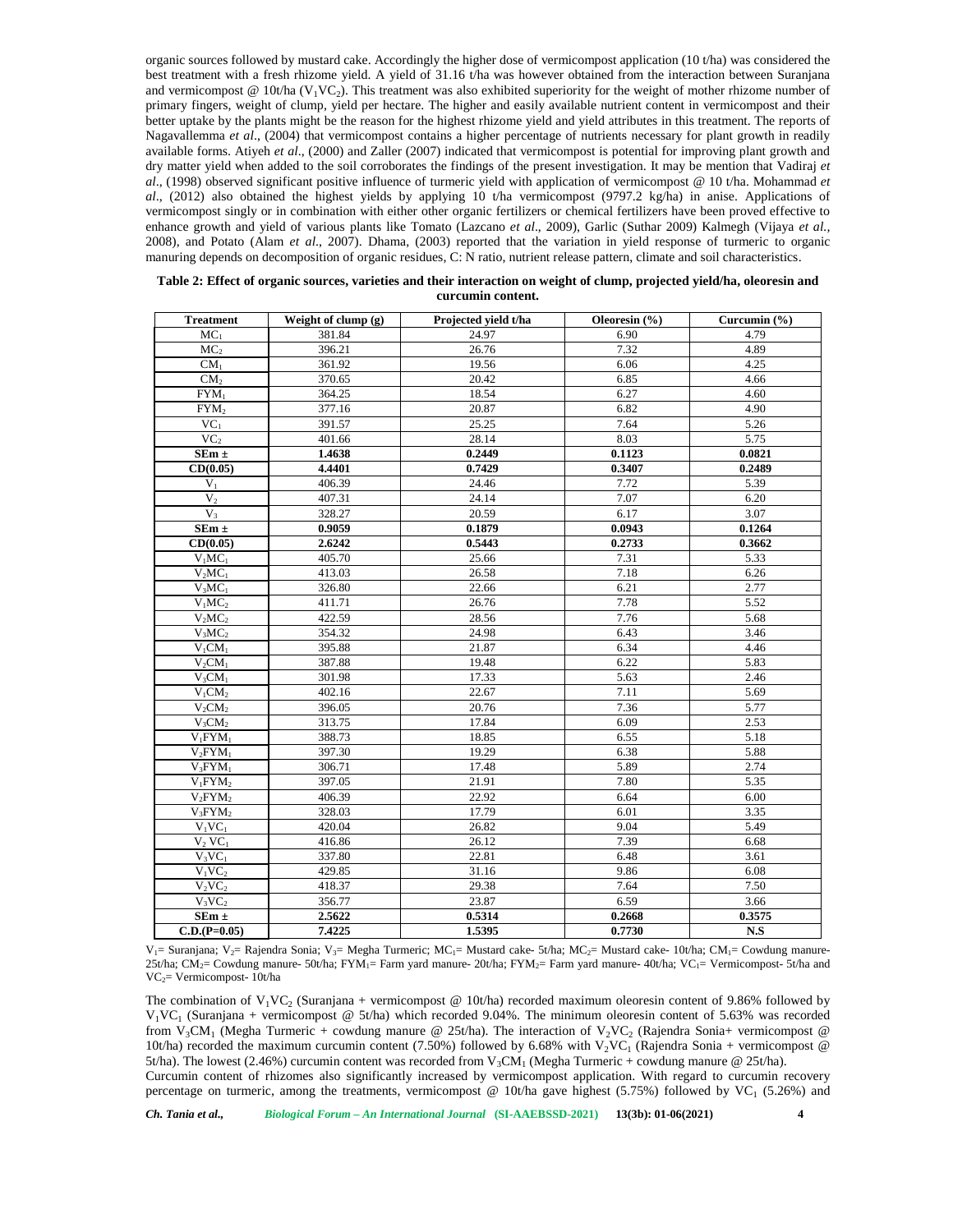organic sources followed by mustard cake. Accordingly the higher dose of vermicompost application (10 t/ha) was considered the best treatment with a fresh rhizome yield. A yield of 31.16 t/ha was however obtained from the interaction between Suranjana and vermicompost @ 10t/ha ($V_1VC_2$). This treatment was also exhibited superiority for the weight of mother rhizome number of primary fingers, weight of clump, yield per hectare. The higher and easily available nutrient content in vermicompost and their better uptake by the plants might be the reason for the highest rhizome yield and yield attributes in this treatment. The reports of Nagavallemma *et al*., (2004) that vermicompost contains a higher percentage of nutrients necessary for plant growth in readily available forms. Atiyeh *et al*., (2000) and Zaller (2007) indicated that vermicompost is potential for improving plant growth and dry matter yield when added to the soil corroborates the findings of the present investigation. It may be mention that Vadiraj *et al*., (1998) observed significant positive influence of turmeric yield with application of vermicompost @ 10 t/ha. Mohammad *et al*., (2012) also obtained the highest yields by applying 10 t/ha vermicompost (9797.2 kg/ha) in anise. Applications of vermicompost singly or in combination with either other organic fertilizers or chemical fertilizers have been proved effective to enhance growth and yield of various plants like Tomato (Lazcano *et al*., 2009), Garlic (Suthar 2009) Kalmegh (Vijaya *et al.*, 2008), and Potato (Alam *et al*., 2007). Dhama, (2003) reported that the variation in yield response of turmeric to organic manuring depends on decomposition of organic residues, C: N ratio, nutrient release pattern, climate and soil characteristics.

**Table 2: Effect of organic sources, varieties and their interaction on weight of clump, projected yield/ha, oleoresin and curcumin content.**

| Treatment | Weight of clump (g) | Projected yield t/ha | Oleoresin (%) | Curcumin (%) |
|---|---|---|---|---|
| $MC_1$ | 381.84 | 24.97 | 6.90 | 4.79 |
| $MC_2$ | 396.21 | 26.76 | 7.32 | 4.89 |
| $CM_1$ | 361.92 | 19.56 | 6.06 | 4.25 |
| $CM_2$ | 370.65 | 20.42 | 6.85 | 4.66 |
| $FYM_1$ | 364.25 | 18.54 | 6.27 | 4.60 |
| $FYM_2$ | 377.16 | 20.87 | 6.82 | 4.90 |
| $VC_1$ | 391.57 | 25.25 | 7.64 | 5.26 |
| $VC_2$ | 401.66 | 28.14 | 8.03 | 5.75 |
| **SEm ±** | **1.4638** | **0.2449** | **0.1123** | **0.0821** |
| **CD(0.05)** | **4.4401** | **0.7429** | **0.3407** | **0.2489** |
| $V_1$ | 406.39 | 24.46 | 7.72 | 5.39 |
| $V_2$ | 407.31 | 24.14 | 7.07 | 6.20 |
| $V_3$ | 328.27 | 20.59 | 6.17 | 3.07 |
| **SEm ±** | **0.9059** | **0.1879** | **0.0943** | **0.1264** |
| **CD(0.05)** | **2.6242** | **0.5443** | **0.2733** | **0.3662** |
| $V_1MC_1$ | 405.70 | 25.66 | 7.31 | 5.33 |
| $V_2MC_1$ | 413.03 | 26.58 | 7.18 | 6.26 |
| $V_3MC_1$ | 326.80 | 22.66 | 6.21 | 2.77 |
| $V_1MC_2$ | 411.71 | 26.76 | 7.78 | 5.52 |
| $V_2MC_2$ | 422.59 | 28.56 | 7.76 | 5.68 |
| $V_3MC_2$ | 354.32 | 24.98 | 6.43 | 3.46 |
| $V_1CM_1$ | 395.88 | 21.87 | 6.34 | 4.46 |
| $V_2CM_1$ | 387.88 | 19.48 | 6.22 | 5.83 |
| $V_3CM_1$ | 301.98 | 17.33 | 5.63 | 2.46 |
| $V_1CM_2$ | 402.16 | 22.67 | 7.11 | 5.69 |
| $V_2CM_2$ | 396.05 | 20.76 | 7.36 | 5.77 |
| $V_3CM_2$ | 313.75 | 17.84 | 6.09 | 2.53 |
| $V_1FYM_1$ | 388.73 | 18.85 | 6.55 | 5.18 |
| $V_2FYM_1$ | 397.30 | 19.29 | 6.38 | 5.88 |
| $V_3FYM_1$ | 306.71 | 17.48 | 5.89 | 2.74 |
| $V_1FYM_2$ | 397.05 | 21.91 | 7.80 | 5.35 |
| $V_2FYM_2$ | 406.39 | 22.92 | 6.64 | 6.00 |
| $V_3FYM_2$ | 328.03 | 17.79 | 6.01 | 3.35 |
| $V_1VC_1$ | 420.04 | 26.82 | 9.04 | 5.49 |
| $V_2VC_1$ | 416.86 | 26.12 | 7.39 | 6.68 |
| $V_3VC_1$ | 337.80 | 22.81 | 6.48 | 3.61 |
| $V_1VC_2$ | 429.85 | 31.16 | 9.86 | 6.08 |
| $V_2VC_2$ | 418.37 | 29.38 | 7.64 | 7.50 |
| $V_3VC_2$ | 356.77 | 23.87 | 6.59 | 3.66 |
| **SEm ±** | **2.5622** | **0.5314** | **0.2668** | **0.3575** |
| **C.D.(P=0.05)** | **7.4225** | **1.5395** | **0.7730** | **N.S** |

$V_1$= Suranjana; $V_2$= Rajendra Sonia; $V_3$= Megha Turmeric; $MC_1$= Mustard cake- 5t/ha; $MC_2$= Mustard cake- 10t/ha; $CM_1$= Cowdung manure- 25t/ha; $CM_2$= Cowdung manure- 50t/ha; $FYM_1$= Farm yard manure- 20t/ha; $FYM_2$= Farm yard manure- 40t/ha; $VC_1$= Vermicompost- 5t/ha and $VC_2$= Vermicompost- 10t/ha

The combination of $V_1VC_2$ (Suranjana + vermicompost @ 10t/ha) recorded maximum oleoresin content of 9.86% followed by $V_1VC_1$ (Suranjana + vermicompost @ 5t/ha) which recorded 9.04%. The minimum oleoresin content of 5.63% was recorded from $V_3CM_1$ (Megha Turmeric + cowdung manure @ 25t/ha). The interaction of $V_2VC_2$ (Rajendra Sonia+ vermicompost @ 10t/ha) recorded the maximum curcumin content (7.50%) followed by 6.68% with $V_2VC_1$ (Rajendra Sonia + vermicompost @ 5t/ha). The lowest (2.46%) curcumin content was recorded from $V_3CM_1$ (Megha Turmeric + cowdung manure @ 25t/ha).

Curcumin content of rhizomes also significantly increased by vermicompost application. With regard to curcumin recovery percentage on turmeric, among the treatments, vermicompost @ 10t/ha gave highest (5.75%) followed by $VC_1$ (5.26%) and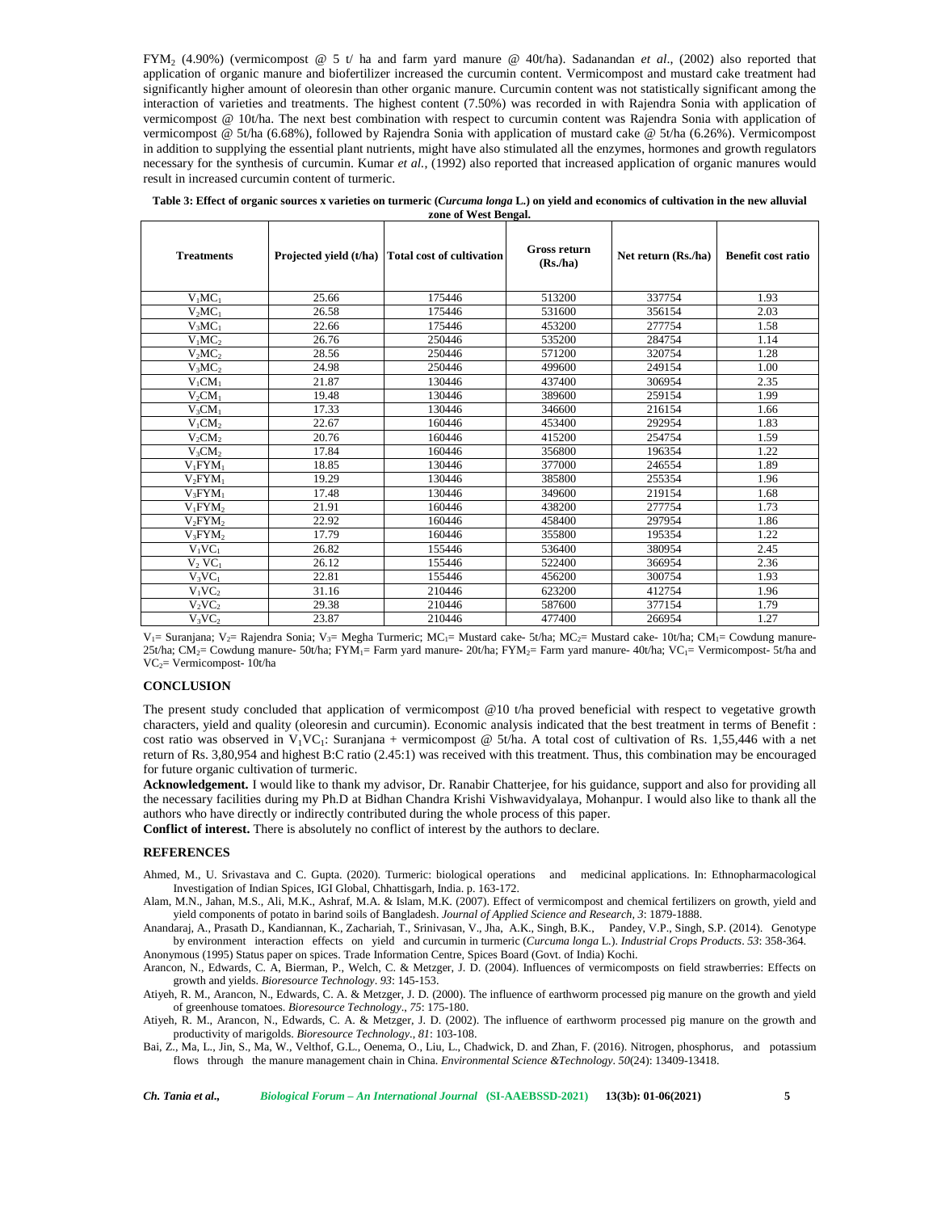$FYM_2$ (4.90%) (vermicompost @ 5 t/ ha and farm yard manure @ 40t/ha). Sadanandan *et al*., (2002) also reported that application of organic manure and biofertilizer increased the curcumin content. Vermicompost and mustard cake treatment had significantly higher amount of oleoresin than other organic manure. Curcumin content was not statistically significant among the interaction of varieties and treatments. The highest content (7.50%) was recorded in with Rajendra Sonia with application of vermicompost @ 10t/ha. The next best combination with respect to curcumin content was Rajendra Sonia with application of vermicompost @ 5t/ha (6.68%), followed by Rajendra Sonia with application of mustard cake @ 5t/ha (6.26%). Vermicompost in addition to supplying the essential plant nutrients, might have also stimulated all the enzymes, hormones and growth regulators necessary for the synthesis of curcumin. Kumar *et al.*, (1992) also reported that increased application of organic manures would result in increased curcumin content of turmeric.

**Table 3: Effect of organic sources x varieties on turmeric (*Curcuma longa* L.) on yield and economics of cultivation in the new alluvial zone of West Bengal.**

| Treatments | Projected yield (t/ha) | Total cost of cultivation | Gross return (Rs./ha) | Net return (Rs./ha) | Benefit cost ratio |
|---|---|---|---|---|---|
| $V_1MC_1$ | 25.66 | 175446 | 513200 | 337754 | 1.93 |
| $V_2MC_1$ | 26.58 | 175446 | 531600 | 356154 | 2.03 |
| $V_3MC_1$ | 22.66 | 175446 | 453200 | 277754 | 1.58 |
| $V_1MC_2$ | 26.76 | 250446 | 535200 | 284754 | 1.14 |
| $V_2MC_2$ | 28.56 | 250446 | 571200 | 320754 | 1.28 |
| $V_3MC_2$ | 24.98 | 250446 | 499600 | 249154 | 1.00 |
| $V_1CM_1$ | 21.87 | 130446 | 437400 | 306954 | 2.35 |
| $V_2CM_1$ | 19.48 | 130446 | 389600 | 259154 | 1.99 |
| $V_3CM_1$ | 17.33 | 130446 | 346600 | 216154 | 1.66 |
| $V_1CM_2$ | 22.67 | 160446 | 453400 | 292954 | 1.83 |
| $V_2CM_2$ | 20.76 | 160446 | 415200 | 254754 | 1.59 |
| $V_3CM_2$ | 17.84 | 160446 | 356800 | 196354 | 1.22 |
| $V_1FYM_1$ | 18.85 | 130446 | 377000 | 246554 | 1.89 |
| $V_2FYM_1$ | 19.29 | 130446 | 385800 | 255354 | 1.96 |
| $V_3FYM_1$ | 17.48 | 130446 | 349600 | 219154 | 1.68 |
| $V_1FYM_2$ | 21.91 | 160446 | 438200 | 277754 | 1.73 |
| $V_2FYM_2$ | 22.92 | 160446 | 458400 | 297954 | 1.86 |
| $V_3FYM_2$ | 17.79 | 160446 | 355800 | 195354 | 1.22 |
| $V_1VC_1$ | 26.82 | 155446 | 536400 | 380954 | 2.45 |
| $V_2 VC_1$ | 26.12 | 155446 | 522400 | 366954 | 2.36 |
| $V_3VC_1$ | 22.81 | 155446 | 456200 | 300754 | 1.93 |
| $V_1VC_2$ | 31.16 | 210446 | 623200 | 412754 | 1.96 |
| $V_2VC_2$ | 29.38 | 210446 | 587600 | 377154 | 1.79 |
| $V_3VC_2$ | 23.87 | 210446 | 477400 | 266954 | 1.27 |

$V_1$= Suranjana; $V_2$= Rajendra Sonia; $V_3$= Megha Turmeric; $MC_1$= Mustard cake- 5t/ha; $MC_2$= Mustard cake- 10t/ha; $CM_1$= Cowdung manure- 25t/ha; $CM_2$= Cowdung manure- 50t/ha; $FYM_1$= Farm yard manure- 20t/ha; $FYM_2$= Farm yard manure- 40t/ha; $VC_1$= Vermicompost- 5t/ha and $VC_2$= Vermicompost- 10t/ha

## CONCLUSION

The present study concluded that application of vermicompost @10 t/ha proved beneficial with respect to vegetative growth characters, yield and quality (oleoresin and curcumin). Economic analysis indicated that the best treatment in terms of Benefit : cost ratio was observed in $V_1VC_1$: Suranjana + vermicompost @ 5t/ha. A total cost of cultivation of Rs. 1,55,446 with a net return of Rs. 3,80,954 and highest B:C ratio (2.45:1) was received with this treatment. Thus, this combination may be encouraged for future organic cultivation of turmeric.

**Acknowledgement.** I would like to thank my advisor, Dr. Ranabir Chatterjee, for his guidance, support and also for providing all the necessary facilities during my Ph.D at Bidhan Chandra Krishi Vishwavidyalaya, Mohanpur. I would also like to thank all the authors who have directly or indirectly contributed during the whole process of this paper.

**Conflict of interest.** There is absolutely no conflict of interest by the authors to declare.

## REFERENCES

Ahmed, M., U. Srivastava and C. Gupta. (2020). Turmeric: biological operations and medicinal applications. In: Ethnopharmacological Investigation of Indian Spices, IGI Global, Chhattisgarh, India. p. 163-172.

Alam, M.N., Jahan, M.S., Ali, M.K., Ashraf, M.A. & Islam, M.K. (2007). Effect of vermicompost and chemical fertilizers on growth, yield and yield components of potato in barind soils of Bangladesh. *Journal of Applied Science and Research*, *3*: 1879-1888.

Anandaraj, A., Prasath D., Kandiannan, K., Zachariah, T., Srinivasan, V., Jha, A.K., Singh, B.K., Pandey, V.P., Singh, S.P. (2014). Genotype by environment interaction effects on yield and curcumin in turmeric (*Curcuma longa* L.). *Industrial Crops Products*. *53*: 358-364.

Anonymous (1995) Status paper on spices. Trade Information Centre, Spices Board (Govt. of India) Kochi.

Arancon, N., Edwards, C. A, Bierman, P., Welch, C. & Metzger, J. D. (2004). Influences of vermicomposts on field strawberries: Effects on growth and yields. *Bioresource Technology*. *93*: 145-153.

Atiyeh, R. M., Arancon, N., Edwards, C. A. & Metzger, J. D. (2000). The influence of earthworm processed pig manure on the growth and yield of greenhouse tomatoes. *Bioresource Technology*., *75*: 175-180.

Atiyeh, R. M., Arancon, N., Edwards, C. A. & Metzger, J. D. (2002). The influence of earthworm processed pig manure on the growth and productivity of marigolds. *Bioresource Technology*., *81*: 103-108.

Bai, Z., Ma, L., Jin, S., Ma, W., Velthof, G.L., Oenema, O., Liu, L., Chadwick, D. and Zhan, F. (2016). Nitrogen, phosphorus, and potassium flows through the manure management chain in China. *Environmental Science &Technology*. *50*(24): 13409-13418.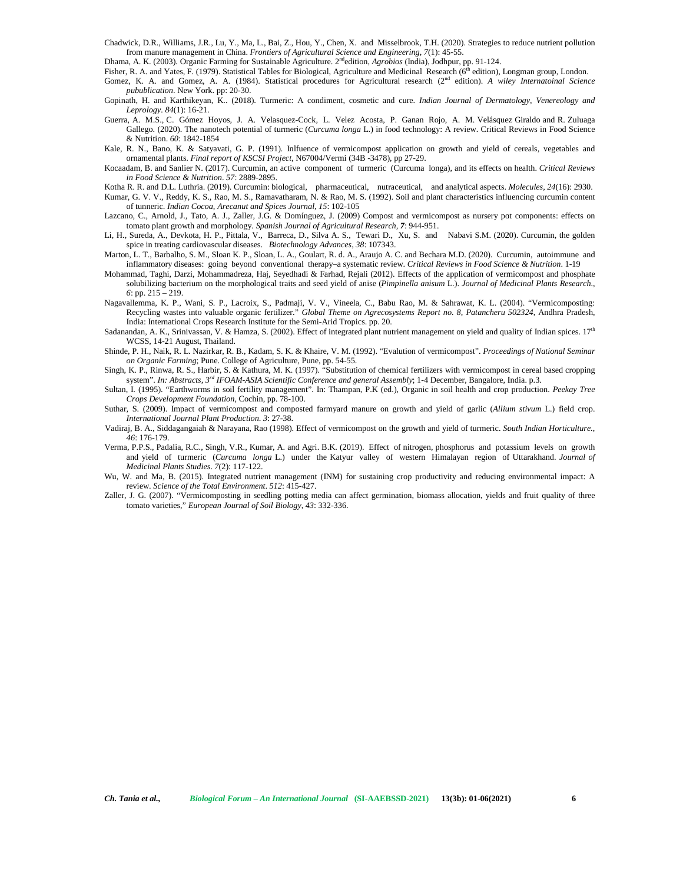Chadwick, D.R., Williams, J.R., Lu, Y., Ma, L., Bai, Z., Hou, Y., Chen, X. and Misselbrook, T.H. (2020). Strategies to reduce nutrient pollution from manure management in China. *Frontiers of Agricultural Science and Engineering*, *7*(1): 45-55.

Dhama, A. K. (2003). Organic Farming for Sustainable Agriculture. 2[nd]edition, *Agrobios* (India), Jodhpur, pp. 91-124.

Fisher, R. A. and Yates, F. (1979). Statistical Tables for Biological, Agriculture and Medicinal Research (6[th] edition), Longman group, London.

Gomez, K. A. and Gomez, A. A. (1984). Statistical procedures for Agricultural research (2[nd] edition). *A wiley Internatoinal Science pubublication*. New York. pp: 20-30.

Gopinath, H. and Karthikeyan, K.. (2018). Turmeric: A condiment, cosmetic and cure. *Indian Journal of Dermatology, Venereology and Leprology*. *84*(1): 16-21.

Guerra, A. M.S., C. Gómez Hoyos, J. A. Velasquez-Cock, L. Velez Acosta, P. Ganan Rojo, A. M. Velásquez Giraldo and R. Zuluaga Gallego. (2020). The nanotech potential of turmeric (*Curcuma longa* L.) in food technology: A review. Critical Reviews in Food Science & Nutrition. *60*: 1842-1854

Kale, R. N., Bano, K. & Satyavati, G. P. (1991). Inlfuence of vermicompost application on growth and yield of cereals, vegetables and ornamental plants. *Final report of KSCSI Project*, N67004/Vermi (34B -3478), pp 27-29.

Kocaadam, B. and Sanlier N. (2017). Curcumin, an active component of turmeric (Curcuma longa), and its effects on health. *Critical Reviews in Food Science & Nutrition*. *57*: 2889-2895.

Kotha R. R. and D.L. Luthria. (2019). Curcumin: biological, pharmaceutical, nutraceutical, and analytical aspects. *Molecules*, *24*(16): 2930.

Kumar, G. V. V., Reddy, K. S., Rao, M. S., Ramavatharam, N. & Rao, M. S. (1992). Soil and plant characteristics influencing curcumin content of tunneric. *Indian Cocoa, Arecanut and Spices Journal*, *15*: 102-105

Lazcano, C., Arnold, J., Tato, A. J., Zaller, J.G. & Domínguez, J. (2009) Compost and vermicompost as nursery pot components: effects on tomato plant growth and morphology. *Spanish Journal of Agricultural Research*, ***7***: 944-951.

Li, H., Sureda, A., Devkota, H. P., Pittala, V., Barreca, D., Silva A. S., Tewari D., Xu, S. and Nabavi S.M. (2020). Curcumin, the golden spice in treating cardiovascular diseases. *Biotechnology Advances*, *38*: 107343.

Marton, L. T., Barbalho, S. M., Sloan K. P., Sloan, L. A., Goulart, R. d. A., Araujo A. C. and Bechara M.D. (2020). Curcumin, autoimmune and inflammatory diseases: going beyond conventional therapy–a systematic review. *Critical Reviews in Food Science & Nutrition*. 1-19

Mohammad, Taghi, Darzi, Mohammadreza, Haj, Seyedhadi & Farhad, Rejali (2012). Effects of the application of vermicompost and phosphate solubilizing bacterium on the morphological traits and seed yield of anise (*Pimpinella anisum* L.). *Journal of Medicinal Plants Research.*, *6*: pp. 215 – 219.

Nagavallemma, K. P., Wani, S. P., Lacroix, S., Padmaji, V. V., Vineela, C., Babu Rao, M. & Sahrawat, K. L. (2004). "Vermicomposting: Recycling wastes into valuable organic fertilizer." *Global Theme on Agrecosystems Report no. 8, Patancheru 502324*, Andhra Pradesh, India: International Crops Research Institute for the Semi-Arid Tropics. pp. 20.

Sadanandan, A. K., Srinivassan, V. & Hamza, S. (2002). Effect of integrated plant nutrient management on yield and quality of Indian spices. 17[th] WCSS, 14-21 August, Thailand.

Shinde, P. H., Naik, R. L. Nazirkar, R. B., Kadam, S. K. & Khaire, V. M. (1992). "Evalution of vermicompost". *Proceedings of National Seminar on Organic Farming*; Pune. College of Agriculture, Pune, pp. 54-55.

Singh, K. P., Rinwa, R. S., Harbir, S. & Kathura, M. K. (1997). "Substitution of chemical fertilizers with vermicompost in cereal based cropping system". *In: Abstracts, 3[rd] IFOAM-ASIA Scientific Conference and general Assembly*; 1-4 December, Bangalore, India. p.3.

Sultan, I. (1995). "Earthworms in soil fertility management". In: Thampan, P.K (ed.), Organic in soil health and crop production. *Peekay Tree Crops Development Foundation*, Cochin, pp. 78-100.

Suthar, S. (2009). Impact of vermicompost and composted farmyard manure on growth and yield of garlic (*Allium stivum* L.) field crop. *International Journal Plant Production*. *3*: 27-38.

Vadiraj, B. A., Siddagangaiah & Narayana, Rao (1998). Effect of vermicompost on the growth and yield of turmeric. *South Indian Horticulture.*, *46*: 176-179.

Verma, P.P.S., Padalia, R.C., Singh, V.R., Kumar, A. and Agri. B.K. (2019). Effect of nitrogen, phosphorus and potassium levels on growth and yield of turmeric (*Curcuma longa* L.) under the Katyur valley of western Himalayan region of Uttarakhand. *Journal of Medicinal Plants Studies*. *7*(2): 117-122.

Wu, W. and Ma, B. (2015). Integrated nutrient management (INM) for sustaining crop productivity and reducing environmental impact: A review. *Science of the Total Environment*. *512*: 415-427.

Zaller, J. G. (2007). "Vermicomposting in seedling potting media can affect germination, biomass allocation, yields and fruit quality of three tomato varieties," *European Journal of Soil Biology*, *43*: 332-336.